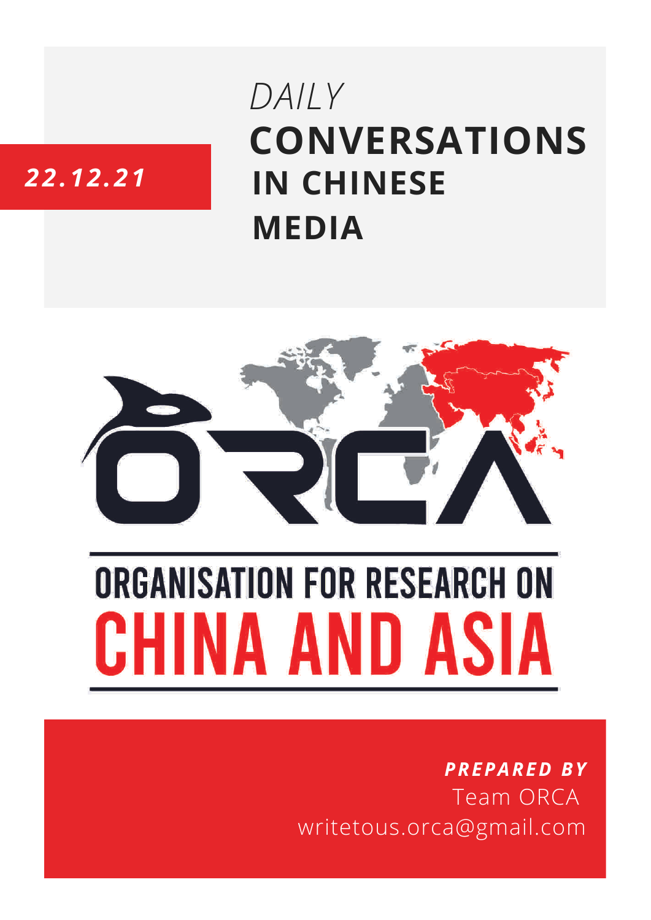22.12.21

*DAILY*

# CONVERSATIONS IN CHINESE MEDIA

ORCA

ORGANISATION FOR RESEARCH ON CHINA AND ASIA

***PREPARED BY***
Team ORCA
writetous.orca@gmail.com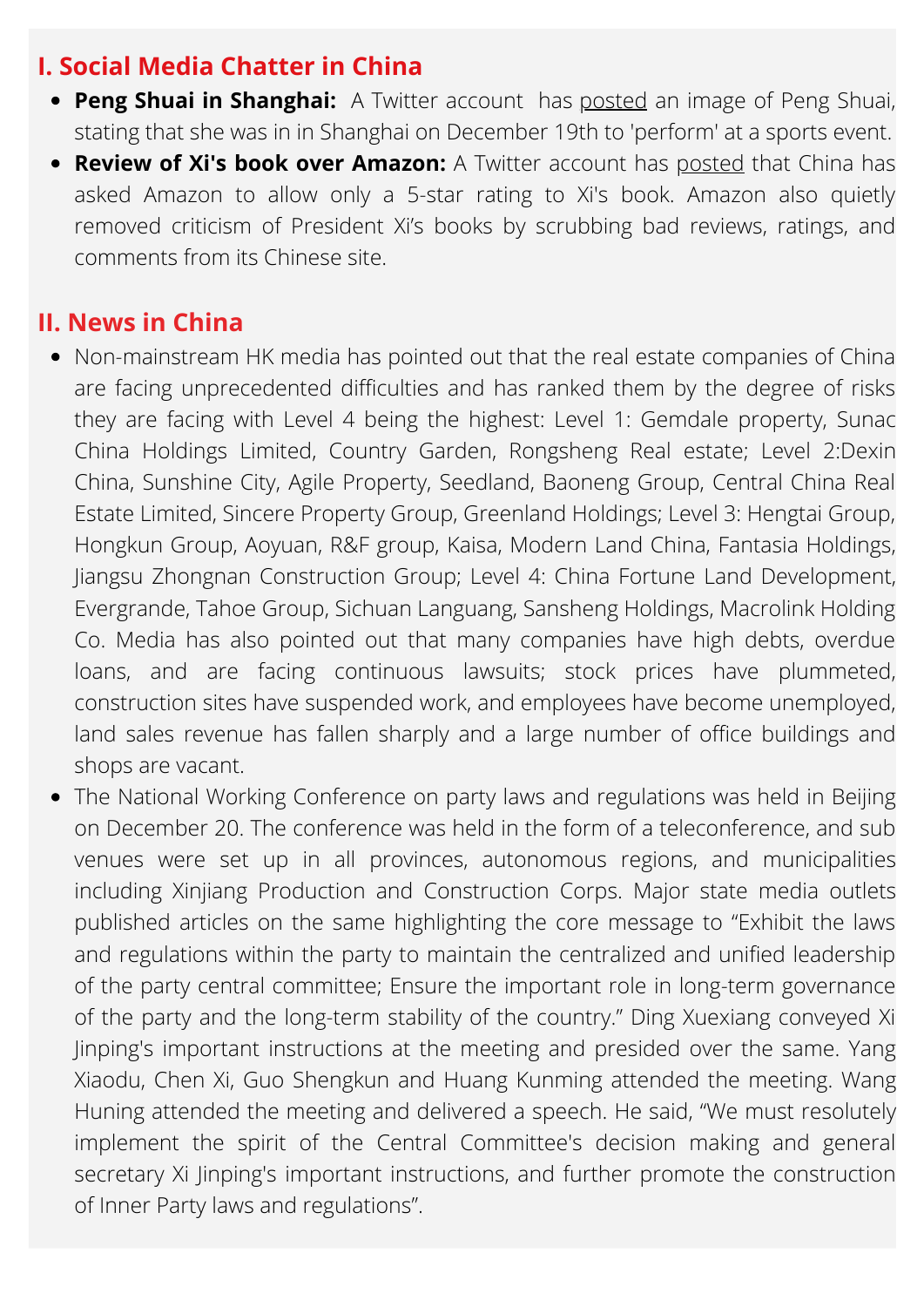## I. Social Media Chatter in China

- **Peng Shuai in Shanghai:** A Twitter account has posted an image of Peng Shuai, stating that she was in in Shanghai on December 19th to 'perform' at a sports event.
- **Review of Xi's book over Amazon:** A Twitter account has posted that China has asked Amazon to allow only a 5-star rating to Xi's book. Amazon also quietly removed criticism of President Xi's books by scrubbing bad reviews, ratings, and comments from its Chinese site.

## II. News in China

- Non-mainstream HK media has pointed out that the real estate companies of China are facing unprecedented difficulties and has ranked them by the degree of risks they are facing with Level 4 being the highest: Level 1: Gemdale property, Sunac China Holdings Limited, Country Garden, Rongsheng Real estate; Level 2:Dexin China, Sunshine City, Agile Property, Seedland, Baoneng Group, Central China Real Estate Limited, Sincere Property Group, Greenland Holdings; Level 3: Hengtai Group, Hongkun Group, Aoyuan, R&F group, Kaisa, Modern Land China, Fantasia Holdings, Jiangsu Zhongnan Construction Group; Level 4: China Fortune Land Development, Evergrande, Tahoe Group, Sichuan Languang, Sansheng Holdings, Macrolink Holding Co. Media has also pointed out that many companies have high debts, overdue loans, and are facing continuous lawsuits; stock prices have plummeted, construction sites have suspended work, and employees have become unemployed, land sales revenue has fallen sharply and a large number of office buildings and shops are vacant.
- The National Working Conference on party laws and regulations was held in Beijing on December 20. The conference was held in the form of a teleconference, and sub venues were set up in all provinces, autonomous regions, and municipalities including Xinjiang Production and Construction Corps. Major state media outlets published articles on the same highlighting the core message to "Exhibit the laws and regulations within the party to maintain the centralized and unified leadership of the party central committee; Ensure the important role in long-term governance of the party and the long-term stability of the country." Ding Xuexiang conveyed Xi Jinping's important instructions at the meeting and presided over the same. Yang Xiaodu, Chen Xi, Guo Shengkun and Huang Kunming attended the meeting. Wang Huning attended the meeting and delivered a speech. He said, "We must resolutely implement the spirit of the Central Committee's decision making and general secretary Xi Jinping's important instructions, and further promote the construction of Inner Party laws and regulations".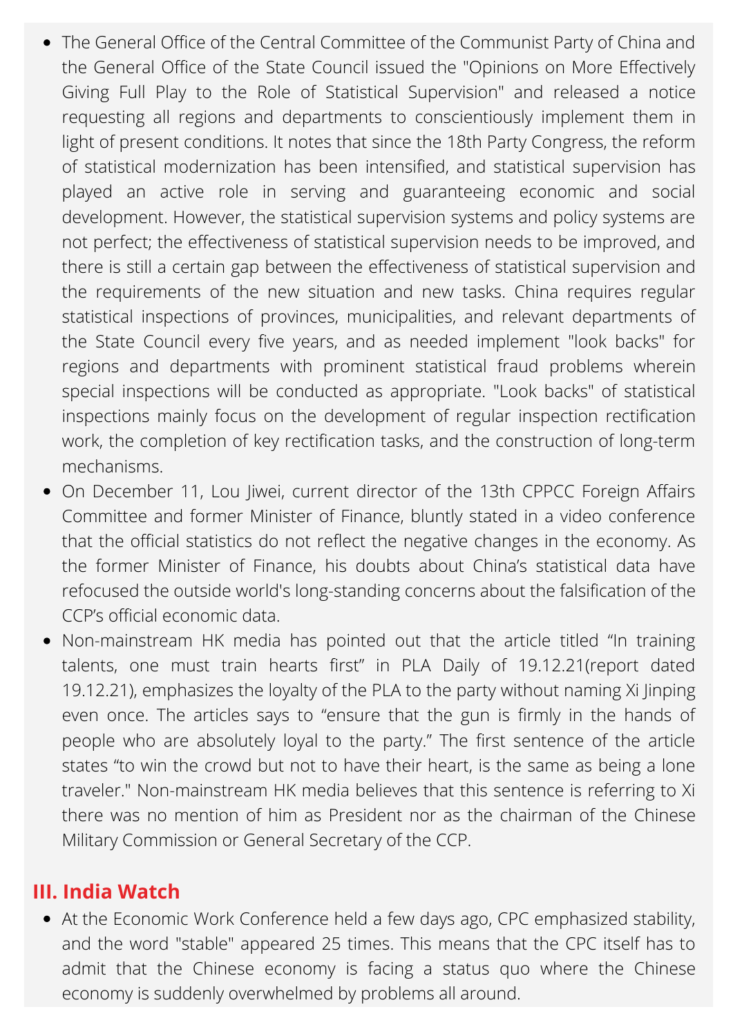- The General Office of the Central Committee of the Communist Party of China and the General Office of the State Council issued the "Opinions on More Effectively Giving Full Play to the Role of Statistical Supervision" and released a notice requesting all regions and departments to conscientiously implement them in light of present conditions. It notes that since the 18th Party Congress, the reform of statistical modernization has been intensified, and statistical supervision has played an active role in serving and guaranteeing economic and social development. However, the statistical supervision systems and policy systems are not perfect; the effectiveness of statistical supervision needs to be improved, and there is still a certain gap between the effectiveness of statistical supervision and the requirements of the new situation and new tasks. China requires regular statistical inspections of provinces, municipalities, and relevant departments of the State Council every five years, and as needed implement "look backs" for regions and departments with prominent statistical fraud problems wherein special inspections will be conducted as appropriate. "Look backs" of statistical inspections mainly focus on the development of regular inspection rectification work, the completion of key rectification tasks, and the construction of long-term mechanisms.
- On December 11, Lou Jiwei, current director of the 13th CPPCC Foreign Affairs Committee and former Minister of Finance, bluntly stated in a video conference that the official statistics do not reflect the negative changes in the economy. As the former Minister of Finance, his doubts about China's statistical data have refocused the outside world's long-standing concerns about the falsification of the CCP's official economic data.
- Non-mainstream HK media has pointed out that the article titled "In training talents, one must train hearts first" in PLA Daily of 19.12.21(report dated 19.12.21), emphasizes the loyalty of the PLA to the party without naming Xi Jinping even once. The articles says to "ensure that the gun is firmly in the hands of people who are absolutely loyal to the party." The first sentence of the article states "to win the crowd but not to have their heart, is the same as being a lone traveler." Non-mainstream HK media believes that this sentence is referring to Xi there was no mention of him as President nor as the chairman of the Chinese Military Commission or General Secretary of the CCP.

## III. India Watch

- At the Economic Work Conference held a few days ago, CPC emphasized stability, and the word "stable" appeared 25 times. This means that the CPC itself has to admit that the Chinese economy is facing a status quo where the Chinese economy is suddenly overwhelmed by problems all around.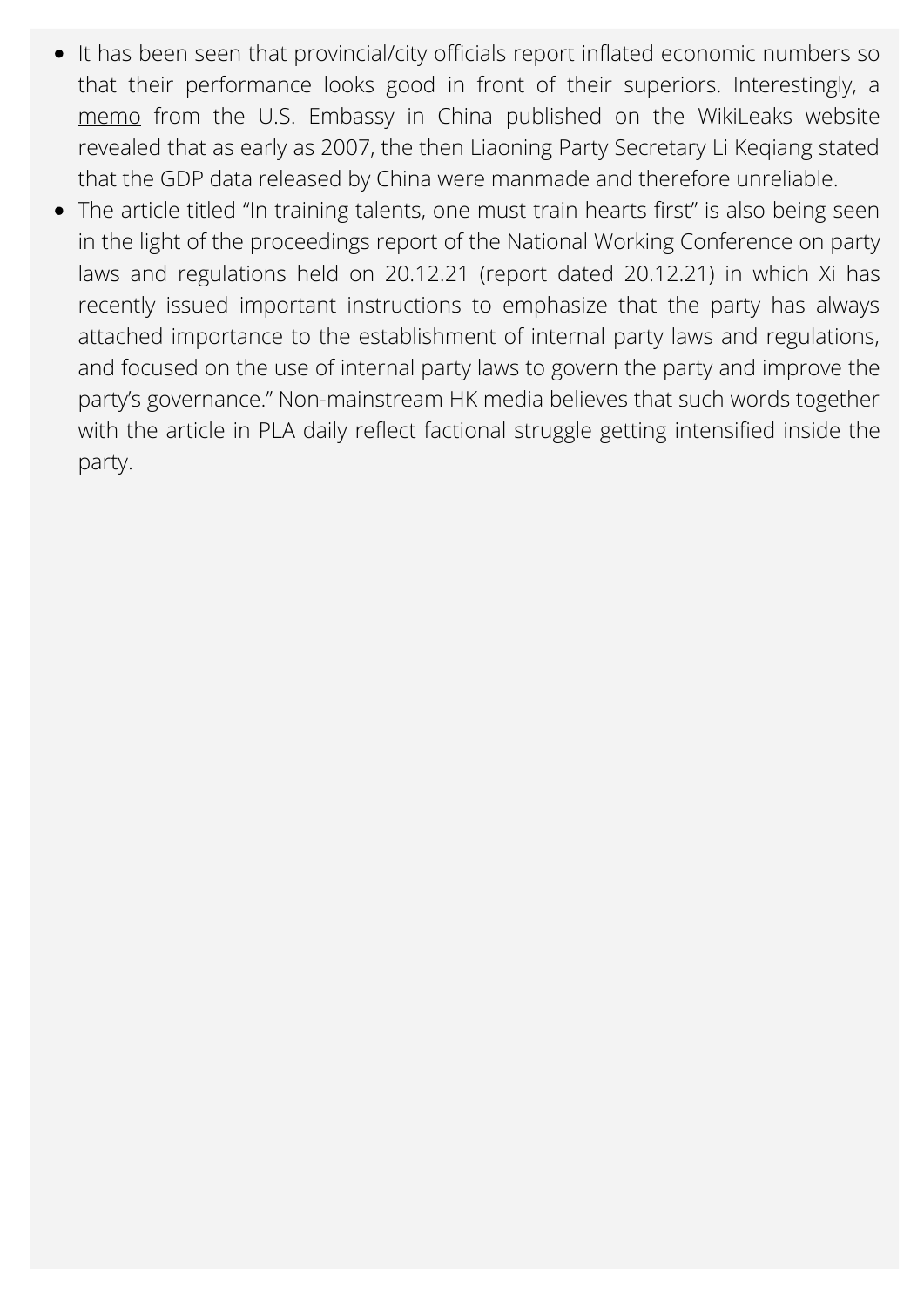- It has been seen that provincial/city officials report inflated economic numbers so that their performance looks good in front of their superiors. Interestingly, a memo from the U.S. Embassy in China published on the WikiLeaks website revealed that as early as 2007, the then Liaoning Party Secretary Li Keqiang stated that the GDP data released by China were manmade and therefore unreliable.
- The article titled "In training talents, one must train hearts first" is also being seen in the light of the proceedings report of the National Working Conference on party laws and regulations held on 20.12.21 (report dated 20.12.21) in which Xi has recently issued important instructions to emphasize that the party has always attached importance to the establishment of internal party laws and regulations, and focused on the use of internal party laws to govern the party and improve the party's governance." Non-mainstream HK media believes that such words together with the article in PLA daily reflect factional struggle getting intensified inside the party.